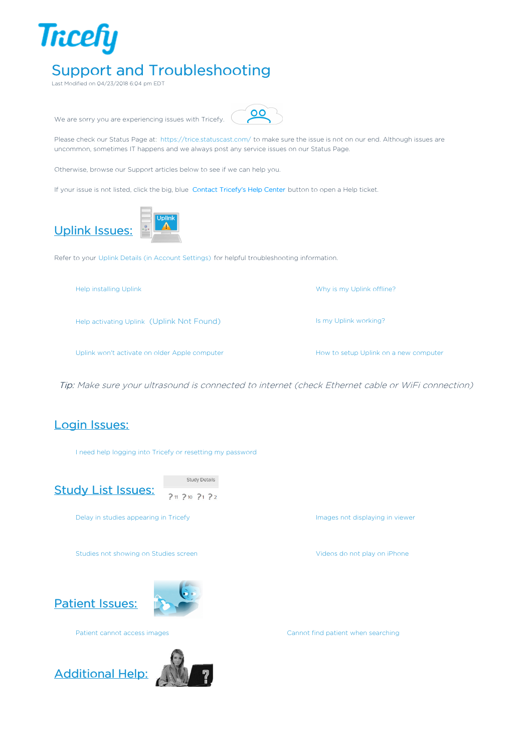Tricefy

# Support and Troubleshooting

Last Modified on 04/23/2018 6:04 pm EDT

We are sorry you are experiencing issues with Tricefy.

Please check our Status Page at: https://trice.statuscast.com/ to make sure the issue is not on our end. Although issues are uncommon, sometimes IT happens and we always post any service issues on our Status Page.

Otherwise, browse our Support articles below to see if we can help you.

If your issue is not listed, click the big, blue Contact Tricefy's Help Center button to open a Help ticket.

## Uplink Issues:

Refer to your Uplink Details (in Account Settings) for helpful troubleshooting information.

- Help installing Uplink
- Help activating Uplink (Uplink Not Found)
- Uplink won't activate on older Apple computer
- Why is my Uplink offline?
- Is my Uplink working?
- How to setup Uplink on a new computer

*Tip: Make sure your ultrasound is connected to internet (check Ethernet cable or WiFi connection)*

## Login Issues:

- I need help logging into Tricefy or resetting my password

## Study List Issues:

- Delay in studies appearing in Tricefy
- Studies not showing on Studies screen
- Images not displaying in viewer
- Videos do not play on iPhone

## Patient Issues:

- Patient cannot access images
- Cannot find patient when searching

## Additional Help: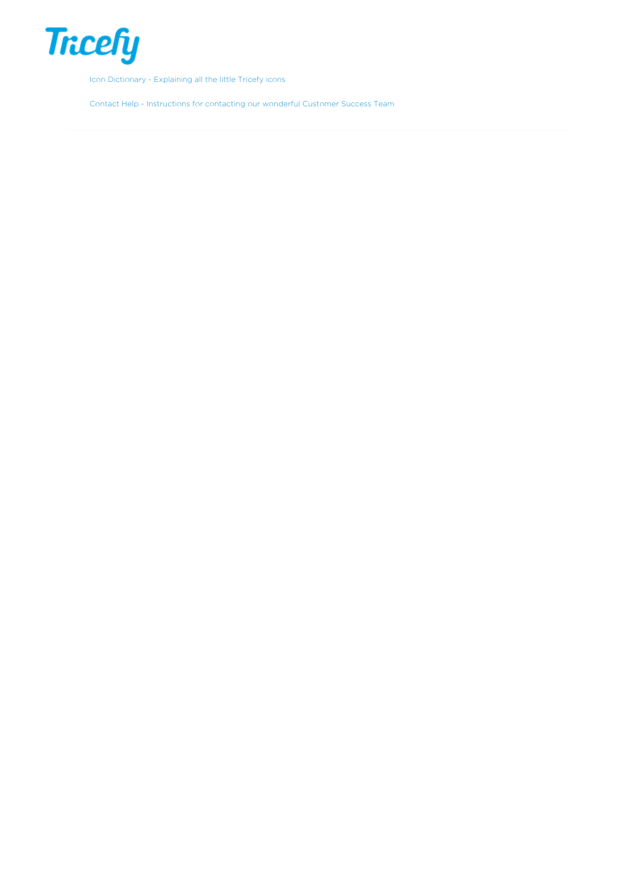Icon Dictionary - Explaining all the little Tricefy icons

Contact Help - Instructions for contacting our wonderful Customer Success Team